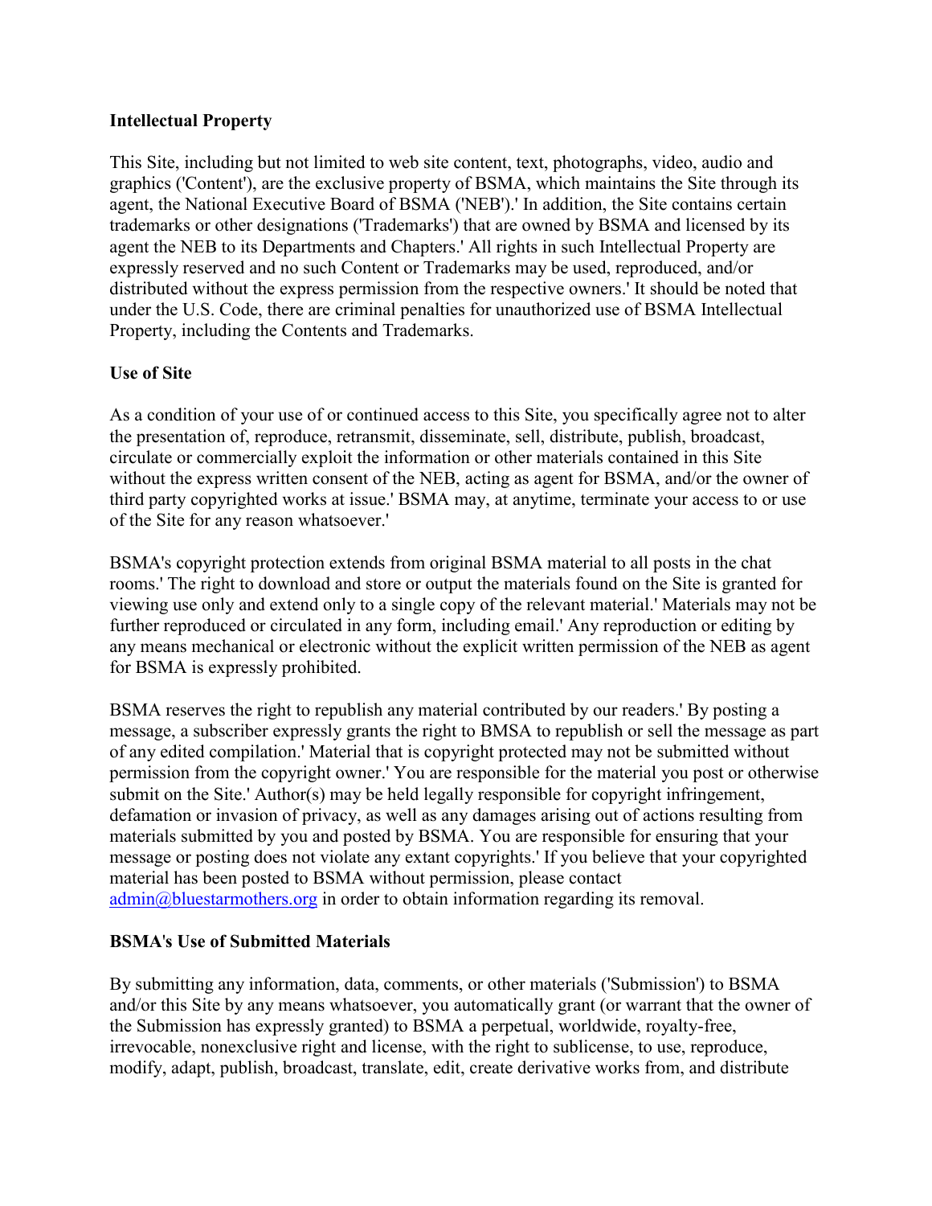**Intellectual Property**

This Site, including but not limited to web site content, text, photographs, video, audio and graphics ('Content'), are the exclusive property of BSMA, which maintains the Site through its agent, the National Executive Board of BSMA ('NEB').' In addition, the Site contains certain trademarks or other designations ('Trademarks') that are owned by BSMA and licensed by its agent the NEB to its Departments and Chapters.' All rights in such Intellectual Property are expressly reserved and no such Content or Trademarks may be used, reproduced, and/or distributed without the express permission from the respective owners.' It should be noted that under the U.S. Code, there are criminal penalties for unauthorized use of BSMA Intellectual Property, including the Contents and Trademarks.

**Use of Site**

As a condition of your use of or continued access to this Site, you specifically agree not to alter the presentation of, reproduce, retransmit, disseminate, sell, distribute, publish, broadcast, circulate or commercially exploit the information or other materials contained in this Site without the express written consent of the NEB, acting as agent for BSMA, and/or the owner of third party copyrighted works at issue.' BSMA may, at anytime, terminate your access to or use of the Site for any reason whatsoever.'

BSMA's copyright protection extends from original BSMA material to all posts in the chat rooms.' The right to download and store or output the materials found on the Site is granted for viewing use only and extend only to a single copy of the relevant material.' Materials may not be further reproduced or circulated in any form, including email.' Any reproduction or editing by any means mechanical or electronic without the explicit written permission of the NEB as agent for BSMA is expressly prohibited.

BSMA reserves the right to republish any material contributed by our readers.' By posting a message, a subscriber expressly grants the right to BMSA to republish or sell the message as part of any edited compilation.' Material that is copyright protected may not be submitted without permission from the copyright owner.' You are responsible for the material you post or otherwise submit on the Site.' Author(s) may be held legally responsible for copyright infringement, defamation or invasion of privacy, as well as any damages arising out of actions resulting from materials submitted by you and posted by BSMA. You are responsible for ensuring that your message or posting does not violate any extant copyrights.' If you believe that your copyrighted material has been posted to BSMA without permission, please contact admin@bluestarmothers.org in order to obtain information regarding its removal.

**BSMA's Use of Submitted Materials**

By submitting any information, data, comments, or other materials ('Submission') to BSMA and/or this Site by any means whatsoever, you automatically grant (or warrant that the owner of the Submission has expressly granted) to BSMA a perpetual, worldwide, royalty-free, irrevocable, nonexclusive right and license, with the right to sublicense, to use, reproduce, modify, adapt, publish, broadcast, translate, edit, create derivative works from, and distribute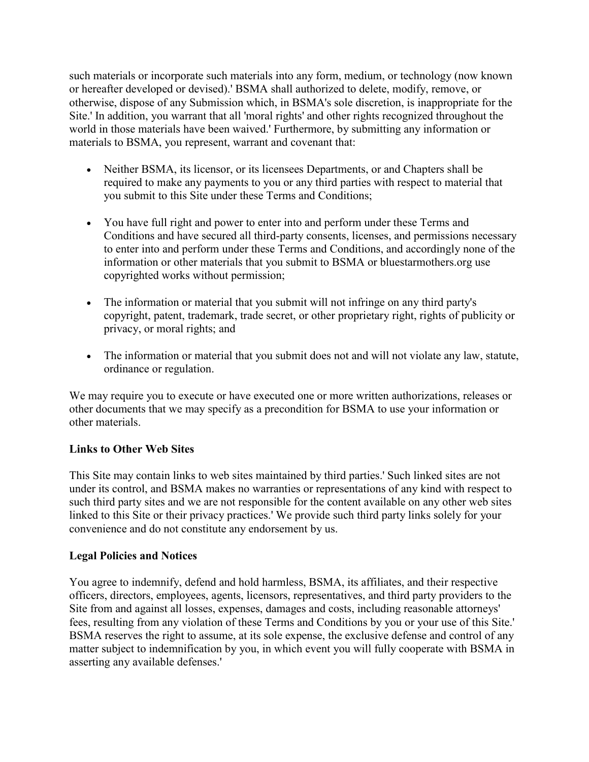such materials or incorporate such materials into any form, medium, or technology (now known or hereafter developed or devised).' BSMA shall authorized to delete, modify, remove, or otherwise, dispose of any Submission which, in BSMA's sole discretion, is inappropriate for the Site.' In addition, you warrant that all 'moral rights' and other rights recognized throughout the world in those materials have been waived.' Furthermore, by submitting any information or materials to BSMA, you represent, warrant and covenant that:

- Neither BSMA, its licensor, or its licensees Departments, or and Chapters shall be required to make any payments to you or any third parties with respect to material that you submit to this Site under these Terms and Conditions;
- You have full right and power to enter into and perform under these Terms and Conditions and have secured all third-party consents, licenses, and permissions necessary to enter into and perform under these Terms and Conditions, and accordingly none of the information or other materials that you submit to BSMA or bluestarmothers.org use copyrighted works without permission;
- The information or material that you submit will not infringe on any third party's copyright, patent, trademark, trade secret, or other proprietary right, rights of publicity or privacy, or moral rights; and
- The information or material that you submit does not and will not violate any law, statute, ordinance or regulation.

We may require you to execute or have executed one or more written authorizations, releases or other documents that we may specify as a precondition for BSMA to use your information or other materials.

**Links to Other Web Sites**

This Site may contain links to web sites maintained by third parties.' Such linked sites are not under its control, and BSMA makes no warranties or representations of any kind with respect to such third party sites and we are not responsible for the content available on any other web sites linked to this Site or their privacy practices.' We provide such third party links solely for your convenience and do not constitute any endorsement by us.

**Legal Policies and Notices**

You agree to indemnify, defend and hold harmless, BSMA, its affiliates, and their respective officers, directors, employees, agents, licensors, representatives, and third party providers to the Site from and against all losses, expenses, damages and costs, including reasonable attorneys' fees, resulting from any violation of these Terms and Conditions by you or your use of this Site.' BSMA reserves the right to assume, at its sole expense, the exclusive defense and control of any matter subject to indemnification by you, in which event you will fully cooperate with BSMA in asserting any available defenses.'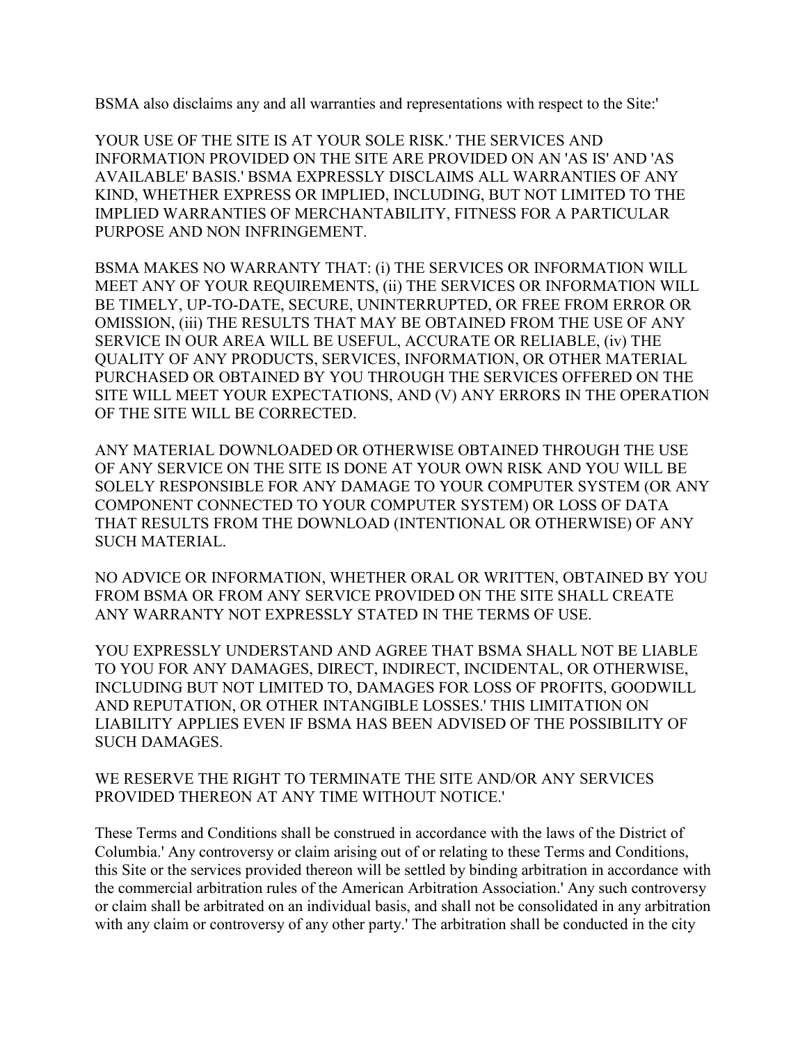BSMA also disclaims any and all warranties and representations with respect to the Site:'

YOUR USE OF THE SITE IS AT YOUR SOLE RISK.' THE SERVICES AND INFORMATION PROVIDED ON THE SITE ARE PROVIDED ON AN 'AS IS' AND 'AS AVAILABLE' BASIS.' BSMA EXPRESSLY DISCLAIMS ALL WARRANTIES OF ANY KIND, WHETHER EXPRESS OR IMPLIED, INCLUDING, BUT NOT LIMITED TO THE IMPLIED WARRANTIES OF MERCHANTABILITY, FITNESS FOR A PARTICULAR PURPOSE AND NON INFRINGEMENT.

BSMA MAKES NO WARRANTY THAT: (i) THE SERVICES OR INFORMATION WILL MEET ANY OF YOUR REQUIREMENTS, (ii) THE SERVICES OR INFORMATION WILL BE TIMELY, UP-TO-DATE, SECURE, UNINTERRUPTED, OR FREE FROM ERROR OR OMISSION, (iii) THE RESULTS THAT MAY BE OBTAINED FROM THE USE OF ANY SERVICE IN OUR AREA WILL BE USEFUL, ACCURATE OR RELIABLE, (iv) THE QUALITY OF ANY PRODUCTS, SERVICES, INFORMATION, OR OTHER MATERIAL PURCHASED OR OBTAINED BY YOU THROUGH THE SERVICES OFFERED ON THE SITE WILL MEET YOUR EXPECTATIONS, AND (V) ANY ERRORS IN THE OPERATION OF THE SITE WILL BE CORRECTED.

ANY MATERIAL DOWNLOADED OR OTHERWISE OBTAINED THROUGH THE USE OF ANY SERVICE ON THE SITE IS DONE AT YOUR OWN RISK AND YOU WILL BE SOLELY RESPONSIBLE FOR ANY DAMAGE TO YOUR COMPUTER SYSTEM (OR ANY COMPONENT CONNECTED TO YOUR COMPUTER SYSTEM) OR LOSS OF DATA THAT RESULTS FROM THE DOWNLOAD (INTENTIONAL OR OTHERWISE) OF ANY SUCH MATERIAL.

NO ADVICE OR INFORMATION, WHETHER ORAL OR WRITTEN, OBTAINED BY YOU FROM BSMA OR FROM ANY SERVICE PROVIDED ON THE SITE SHALL CREATE ANY WARRANTY NOT EXPRESSLY STATED IN THE TERMS OF USE.

YOU EXPRESSLY UNDERSTAND AND AGREE THAT BSMA SHALL NOT BE LIABLE TO YOU FOR ANY DAMAGES, DIRECT, INDIRECT, INCIDENTAL, OR OTHERWISE, INCLUDING BUT NOT LIMITED TO, DAMAGES FOR LOSS OF PROFITS, GOODWILL AND REPUTATION, OR OTHER INTANGIBLE LOSSES.' THIS LIMITATION ON LIABILITY APPLIES EVEN IF BSMA HAS BEEN ADVISED OF THE POSSIBILITY OF SUCH DAMAGES.

WE RESERVE THE RIGHT TO TERMINATE THE SITE AND/OR ANY SERVICES PROVIDED THEREON AT ANY TIME WITHOUT NOTICE.'

These Terms and Conditions shall be construed in accordance with the laws of the District of Columbia.' Any controversy or claim arising out of or relating to these Terms and Conditions, this Site or the services provided thereon will be settled by binding arbitration in accordance with the commercial arbitration rules of the American Arbitration Association.' Any such controversy or claim shall be arbitrated on an individual basis, and shall not be consolidated in any arbitration with any claim or controversy of any other party.' The arbitration shall be conducted in the city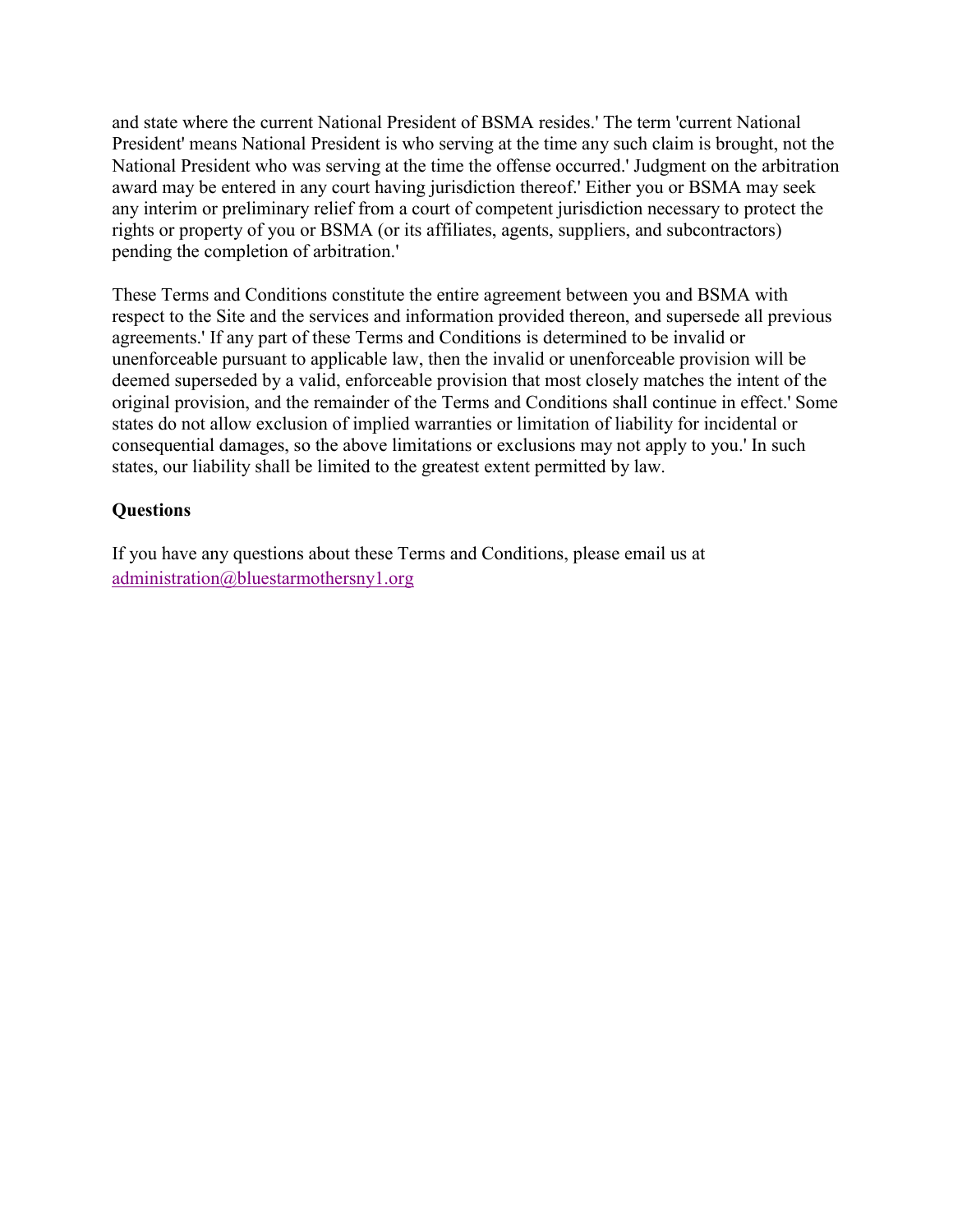and state where the current National President of BSMA resides.' The term 'current National President' means National President is who serving at the time any such claim is brought, not the National President who was serving at the time the offense occurred.' Judgment on the arbitration award may be entered in any court having jurisdiction thereof.' Either you or BSMA may seek any interim or preliminary relief from a court of competent jurisdiction necessary to protect the rights or property of you or BSMA (or its affiliates, agents, suppliers, and subcontractors) pending the completion of arbitration.'

These Terms and Conditions constitute the entire agreement between you and BSMA with respect to the Site and the services and information provided thereon, and supersede all previous agreements.' If any part of these Terms and Conditions is determined to be invalid or unenforceable pursuant to applicable law, then the invalid or unenforceable provision will be deemed superseded by a valid, enforceable provision that most closely matches the intent of the original provision, and the remainder of the Terms and Conditions shall continue in effect.' Some states do not allow exclusion of implied warranties or limitation of liability for incidental or consequential damages, so the above limitations or exclusions may not apply to you.' In such states, our liability shall be limited to the greatest extent permitted by law.

**Questions**

If you have any questions about these Terms and Conditions, please email us at [administration@bluestarmothersny1.org](mailto:administration@bluestarmothersny1.org)